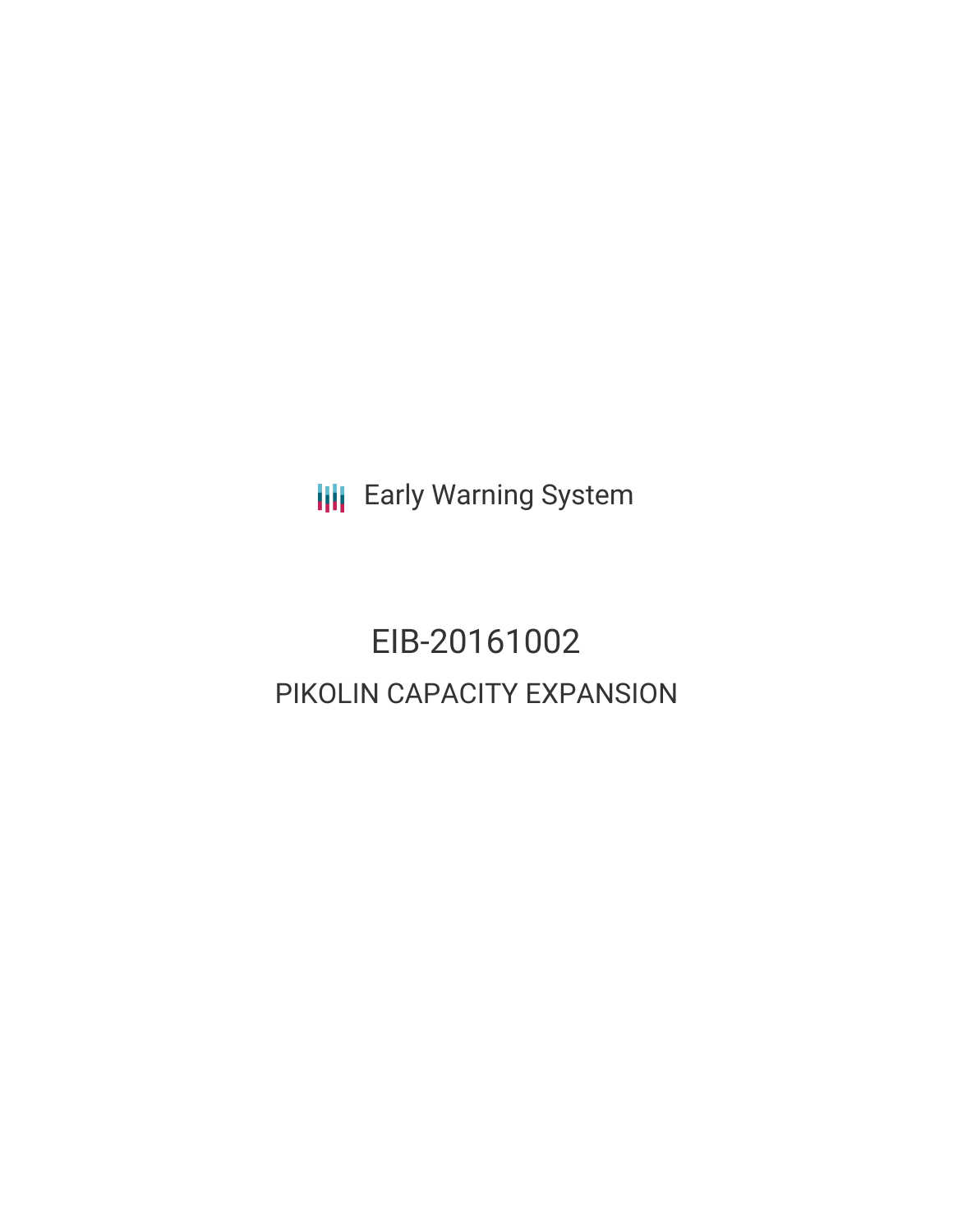Early Warning System

# EIB-20161002

## PIKOLIN CAPACITY EXPANSION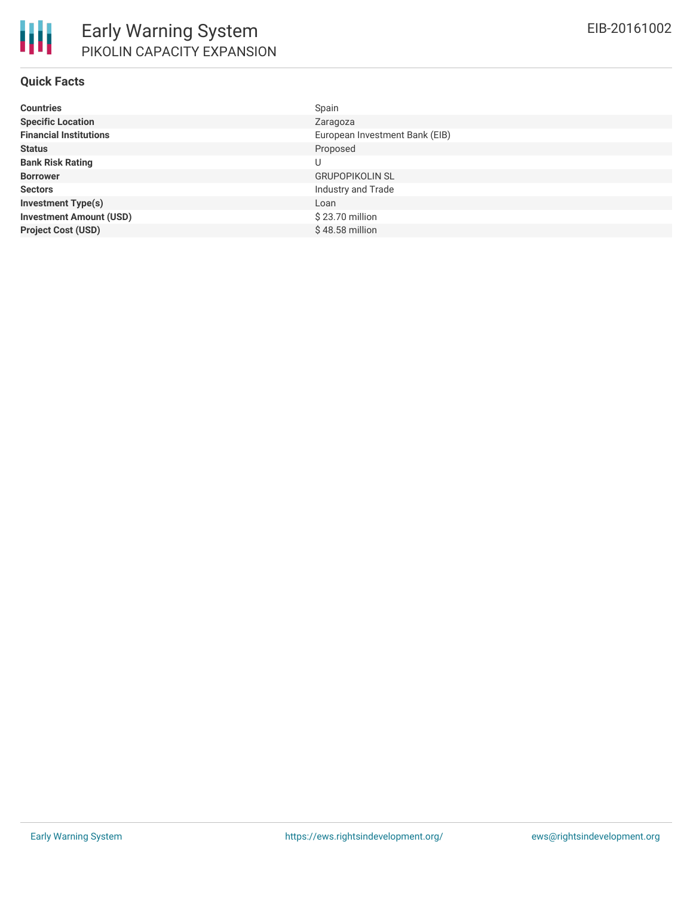## Quick Facts

| | |
|---|---|
| **Countries** | Spain |
| **Specific Location** | Zaragoza |
| **Financial Institutions** | European Investment Bank (EIB) |
| **Status** | Proposed |
| **Bank Risk Rating** | U |
| **Borrower** | GRUPOPIKOLIN SL |
| **Sectors** | Industry and Trade |
| **Investment Type(s)** | Loan |
| **Investment Amount (USD)** | $ 23.70 million |
| **Project Cost (USD)** | $ 48.58 million |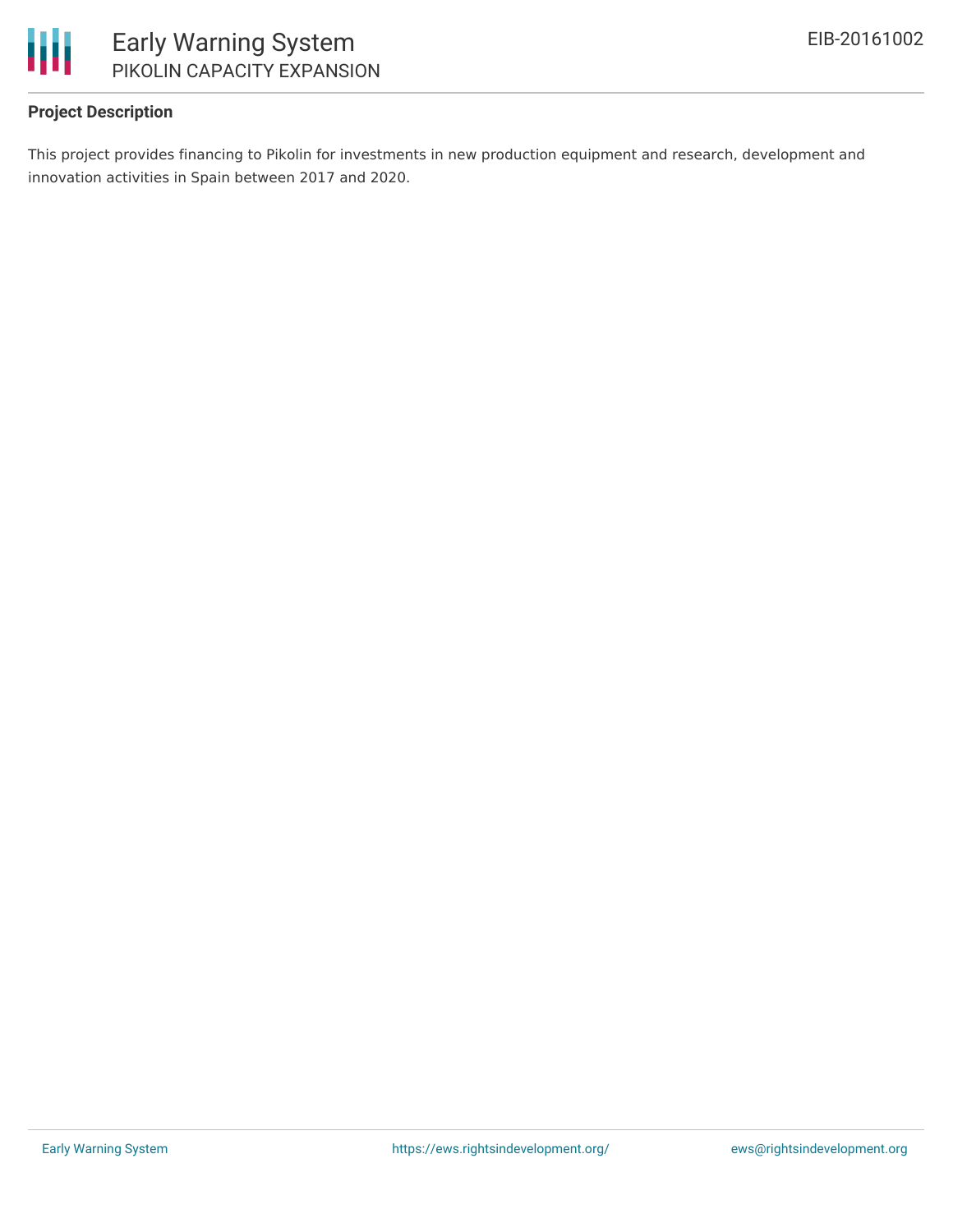**Project Description**

This project provides financing to Pikolin for investments in new production equipment and research, development and innovation activities in Spain between 2017 and 2020.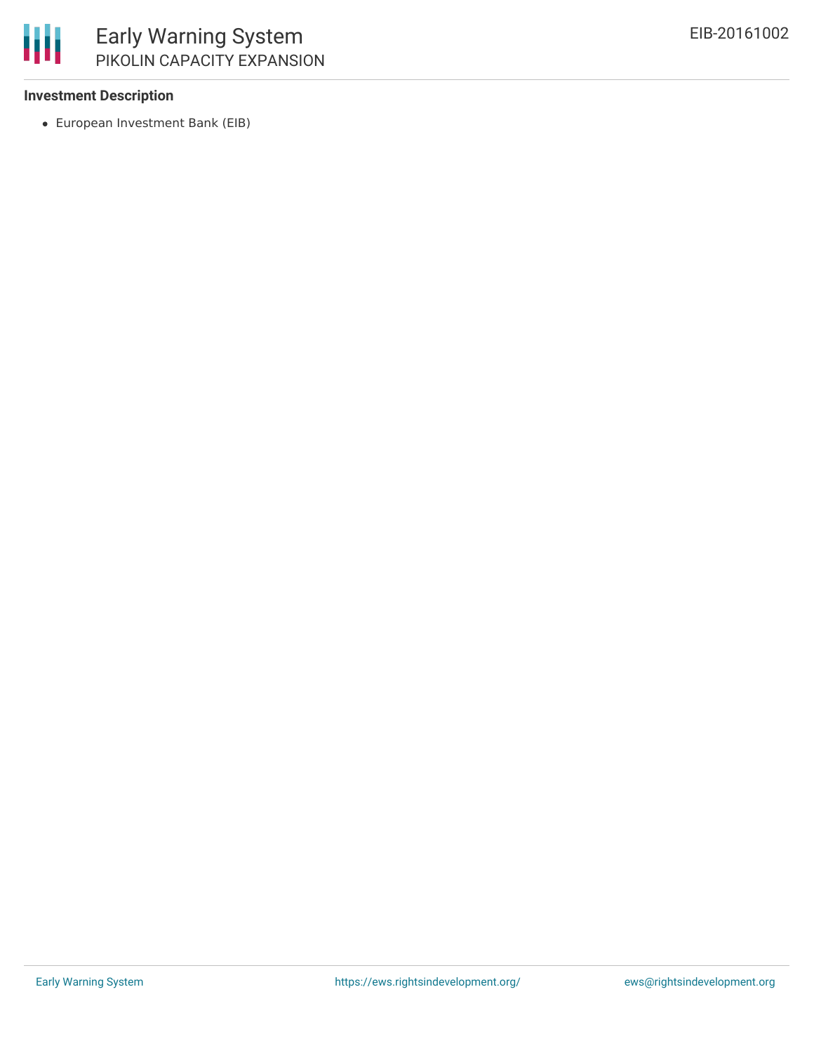### Investment Description

- European Investment Bank (EIB)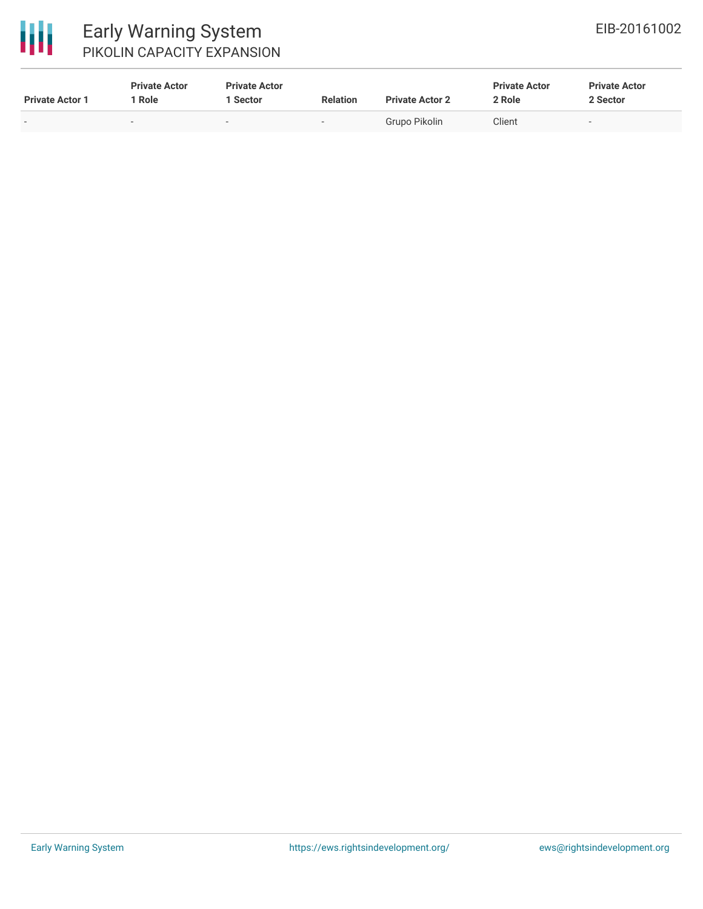| Private Actor 1 | Private Actor 1 Role | Private Actor 1 Sector | Relation | Private Actor 2 | Private Actor 2 Role | Private Actor 2 Sector |
| --- | --- | --- | --- | --- | --- | --- |
| - | - | - | - | Grupo Pikolin | Client | - |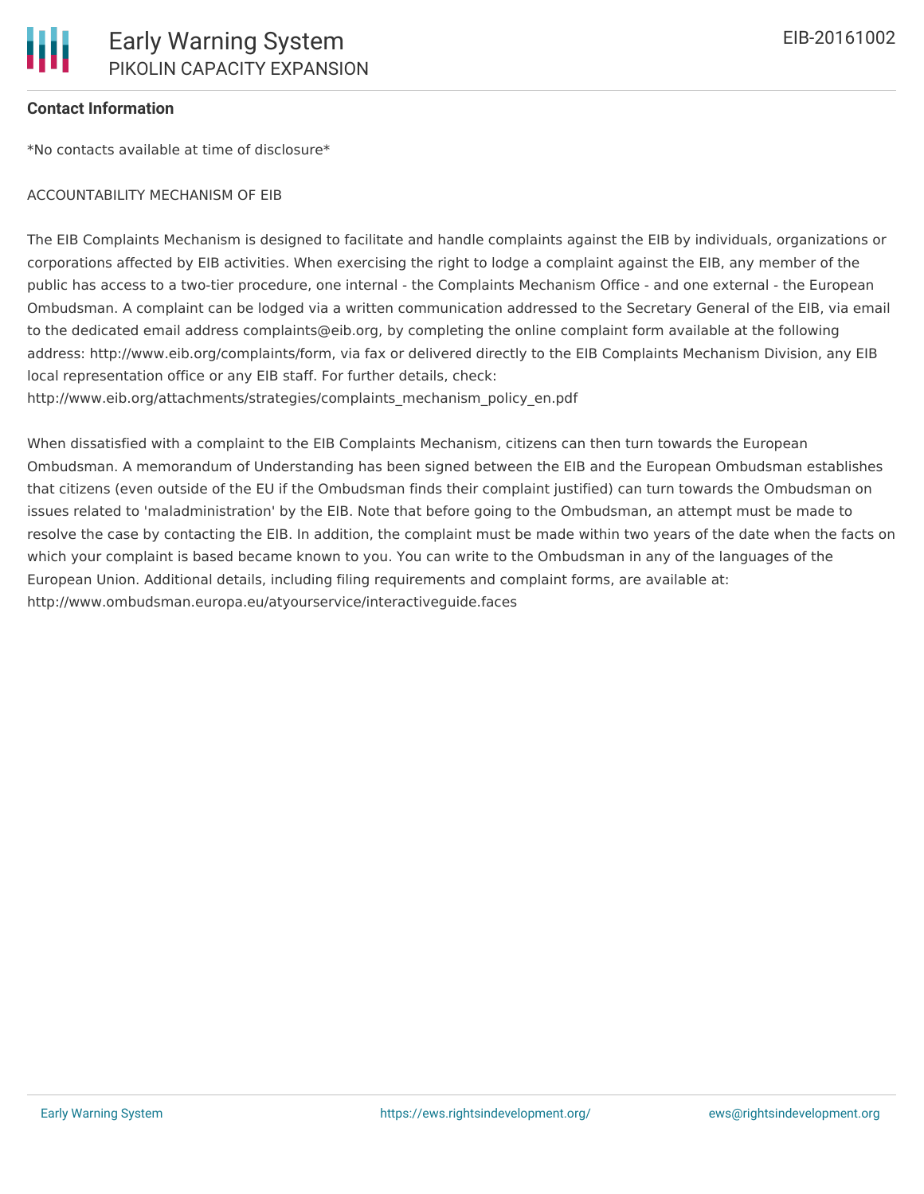**Contact Information**

*No contacts available at time of disclosure*

ACCOUNTABILITY MECHANISM OF EIB

The EIB Complaints Mechanism is designed to facilitate and handle complaints against the EIB by individuals, organizations or corporations affected by EIB activities. When exercising the right to lodge a complaint against the EIB, any member of the public has access to a two-tier procedure, one internal - the Complaints Mechanism Office - and one external - the European Ombudsman. A complaint can be lodged via a written communication addressed to the Secretary General of the EIB, via email to the dedicated email address complaints@eib.org, by completing the online complaint form available at the following address: http://www.eib.org/complaints/form, via fax or delivered directly to the EIB Complaints Mechanism Division, any EIB local representation office or any EIB staff. For further details, check: http://www.eib.org/attachments/strategies/complaints_mechanism_policy_en.pdf

When dissatisfied with a complaint to the EIB Complaints Mechanism, citizens can then turn towards the European Ombudsman. A memorandum of Understanding has been signed between the EIB and the European Ombudsman establishes that citizens (even outside of the EU if the Ombudsman finds their complaint justified) can turn towards the Ombudsman on issues related to 'maladministration' by the EIB. Note that before going to the Ombudsman, an attempt must be made to resolve the case by contacting the EIB. In addition, the complaint must be made within two years of the date when the facts on which your complaint is based became known to you. You can write to the Ombudsman in any of the languages of the European Union. Additional details, including filing requirements and complaint forms, are available at: http://www.ombudsman.europa.eu/atyourservice/interactiveguide.faces